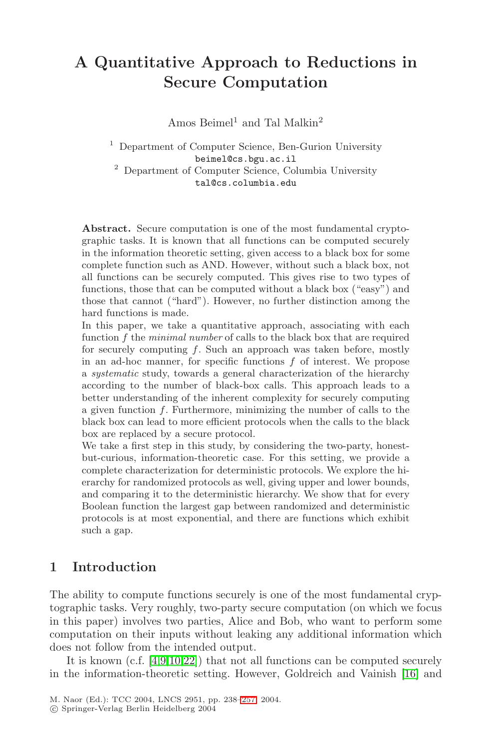# A Quantitative Approach to Reductions in Secure Computation

Amos Beimel[1] and Tal Malkin[2]

[1] Department of Computer Science, Ben-Gurion University
beimel@cs.bgu.ac.il
[2] Department of Computer Science, Columbia University
tal@cs.columbia.edu

**Abstract.** Secure computation is one of the most fundamental cryptographic tasks. It is known that all functions can be computed securely in the information theoretic setting, given access to a black box for some complete function such as AND. However, without such a black box, not all functions can be securely computed. This gives rise to two types of functions, those that can be computed without a black box ("easy") and those that cannot ("hard"). However, no further distinction among the hard functions is made.

In this paper, we take a quantitative approach, associating with each function $f$ the *minimal number* of calls to the black box that are required for securely computing $f$. Such an approach was taken before, mostly in an ad-hoc manner, for specific functions $f$ of interest. We propose a *systematic* study, towards a general characterization of the hierarchy according to the number of black-box calls. This approach leads to a better understanding of the inherent complexity for securely computing a given function $f$. Furthermore, minimizing the number of calls to the black box can lead to more efficient protocols when the calls to the black box are replaced by a secure protocol.

We take a first step in this study, by considering the two-party, honest-but-curious, information-theoretic case. For this setting, we provide a complete characterization for deterministic protocols. We explore the hierarchy for randomized protocols as well, giving upper and lower bounds, and comparing it to the deterministic hierarchy. We show that for every Boolean function the largest gap between randomized and deterministic protocols is at most exponential, and there are functions which exhibit such a gap.

## 1 Introduction

The ability to compute functions securely is one of the most fundamental cryptographic tasks. Very roughly, two-party secure computation (on which we focus in this paper) involves two parties, Alice and Bob, who want to perform some computation on their inputs without leaking any additional information which does not follow from the intended output.

It is known (c.f. [4,9,10,22]) that not all functions can be computed securely in the information-theoretic setting. However, Goldreich and Vainish [16] and

M. Naor (Ed.): TCC 2004, LNCS 2951, pp. 238–257, 2004.
© Springer-Verlag Berlin Heidelberg 2004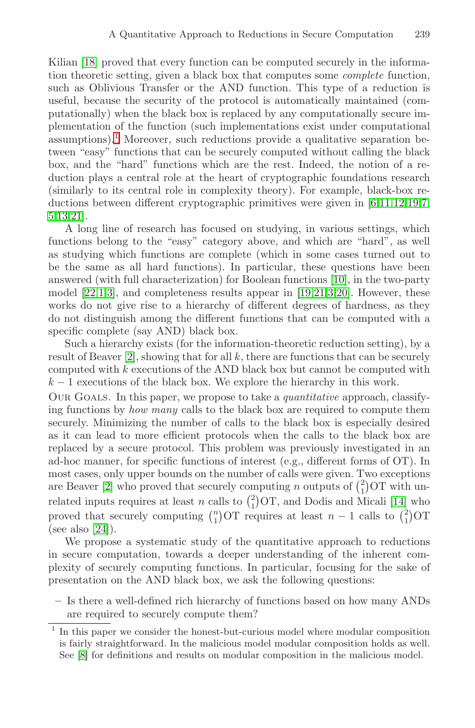Kilian [18] proved that every function can be computed securely in the information theoretic setting, given a black box that computes some *complete* function, such as Oblivious Transfer or the AND function. This type of a reduction is useful, because the security of the protocol is automatically maintained (computationally) when the black box is replaced by any computationally secure implementation of the function (such implementations exist under computational assumptions).[1] Moreover, such reductions provide a qualitative separation between "easy" functions that can be securely computed without calling the black box, and the "hard" functions which are the rest. Indeed, the notion of a reduction plays a central role at the heart of cryptographic foundations research (similarly to its central role in complexity theory). For example, black-box reductions between different cryptographic primitives were given in [6,11,12,19,7,5,13,21].

A long line of research has focused on studying, in various settings, which functions belong to the "easy" category above, and which are "hard", as well as studying which functions are complete (which in some cases turned out to be the same as all hard functions). In particular, these questions have been answered (with full characterization) for Boolean functions [10], in the two-party model [22,1,3], and completeness results appear in [19,21,3,20]. However, these works do not give rise to a hierarchy of different degrees of hardness, as they do not distinguish among the different functions that can be computed with a specific complete (say AND) black box.

Such a hierarchy exists (for the information-theoretic reduction setting), by a result of Beaver [2], showing that for all $k$, there are functions that can be securely computed with $k$ executions of the AND black box but cannot be computed with $k-1$ executions of the black box. We explore the hierarchy in this work.

Our Goals. In this paper, we propose to take a *quantitative* approach, classifying functions by *how many* calls to the black box are required to compute them securely. Minimizing the number of calls to the black box is especially desired as it can lead to more efficient protocols when the calls to the black box are replaced by a secure protocol. This problem was previously investigated in an ad-hoc manner, for specific functions of interest (e.g., different forms of OT). In most cases, only upper bounds on the number of calls were given. Two exceptions are Beaver [2] who proved that securely computing $n$ outputs of $\binom{2}{1}$OT with unrelated inputs requires at least $n$ calls to $\binom{2}{1}$OT, and Dodis and Micali [14] who proved that securely computing $\binom{n}{1}$OT requires at least $n-1$ calls to $\binom{2}{1}$OT (see also [24]).

We propose a systematic study of the quantitative approach to reductions in secure computation, towards a deeper understanding of the inherent complexity of securely computing functions. In particular, focusing for the sake of presentation on the AND black box, we ask the following questions:

– Is there a well-defined rich hierarchy of functions based on how many ANDs are required to securely compute them?

[1] In this paper we consider the honest-but-curious model where modular composition is fairly straightforward. In the malicious model modular composition holds as well. See [8] for definitions and results on modular composition in the malicious model.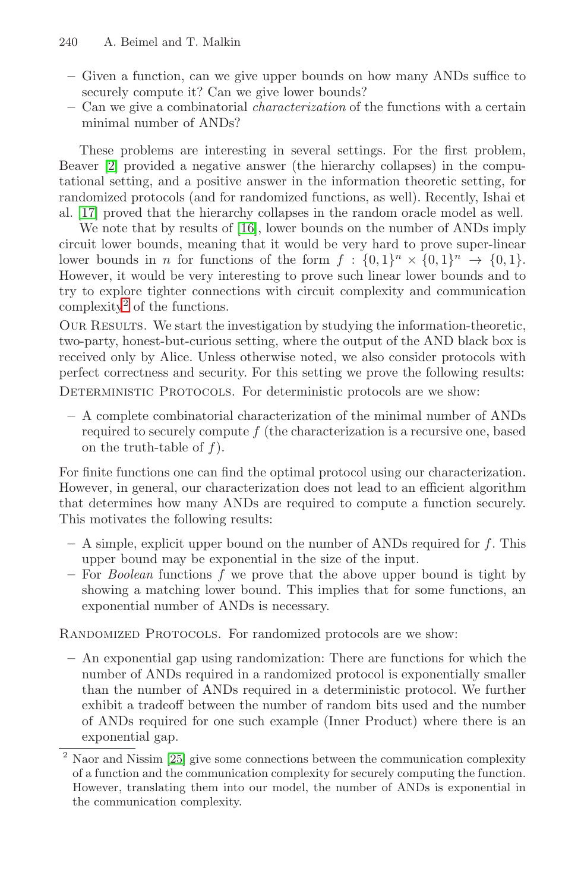- Given a function, can we give upper bounds on how many ANDs suffice to securely compute it? Can we give lower bounds?
- Can we give a combinatorial *characterization* of the functions with a certain minimal number of ANDs?

These problems are interesting in several settings. For the first problem, Beaver [2] provided a negative answer (the hierarchy collapses) in the computational setting, and a positive answer in the information theoretic setting, for randomized protocols (and for randomized functions, as well). Recently, Ishai et al. [17] proved that the hierarchy collapses in the random oracle model as well.

We note that by results of [16], lower bounds on the number of ANDs imply circuit lower bounds, meaning that it would be very hard to prove super-linear lower bounds in $n$ for functions of the form $f : \{0,1\}^n \times \{0,1\}^n \to \{0,1\}$. However, it would be very interesting to prove such linear lower bounds and to try to explore tighter connections with circuit complexity and communication complexity[2] of the functions.

Our Results. We start the investigation by studying the information-theoretic, two-party, honest-but-curious setting, where the output of the AND black box is received only by Alice. Unless otherwise noted, we also consider protocols with perfect correctness and security. For this setting we prove the following results:

Deterministic Protocols. For deterministic protocols are we show:

- A complete combinatorial characterization of the minimal number of ANDs required to securely compute $f$ (the characterization is a recursive one, based on the truth-table of $f$).

For finite functions one can find the optimal protocol using our characterization. However, in general, our characterization does not lead to an efficient algorithm that determines how many ANDs are required to compute a function securely. This motivates the following results:

- A simple, explicit upper bound on the number of ANDs required for $f$. This upper bound may be exponential in the size of the input.
- For *Boolean* functions $f$ we prove that the above upper bound is tight by showing a matching lower bound. This implies that for some functions, an exponential number of ANDs is necessary.

Randomized Protocols. For randomized protocols are we show:

- An exponential gap using randomization: There are functions for which the number of ANDs required in a randomized protocol is exponentially smaller than the number of ANDs required in a deterministic protocol. We further exhibit a tradeoff between the number of random bits used and the number of ANDs required for one such example (Inner Product) where there is an exponential gap.

[2] Naor and Nissim [25] give some connections between the communication complexity of a function and the communication complexity for securely computing the function. However, translating them into our model, the number of ANDs is exponential in the communication complexity.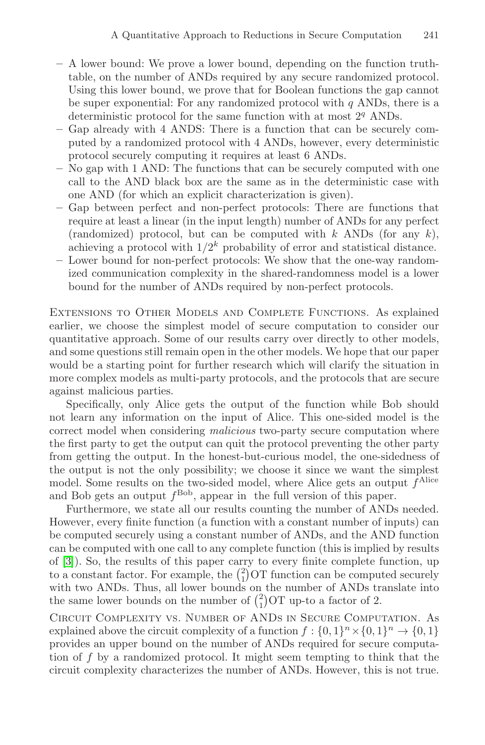- A lower bound: We prove a lower bound, depending on the function truth-table, on the number of ANDs required by any secure randomized protocol. Using this lower bound, we prove that for Boolean functions the gap cannot be super exponential: For any randomized protocol with $q$ ANDs, there is a deterministic protocol for the same function with at most $2^q$ ANDs.
- Gap already with 4 ANDS: There is a function that can be securely computed by a randomized protocol with 4 ANDs, however, every deterministic protocol securely computing it requires at least 6 ANDs.
- No gap with 1 AND: The functions that can be securely computed with one call to the AND black box are the same as in the deterministic case with one AND (for which an explicit characterization is given).
- Gap between perfect and non-perfect protocols: There are functions that require at least a linear (in the input length) number of ANDs for any perfect (randomized) protocol, but can be computed with $k$ ANDs (for any $k$), achieving a protocol with $1/2^k$ probability of error and statistical distance.
- Lower bound for non-perfect protocols: We show that the one-way randomized communication complexity in the shared-randomness model is a lower bound for the number of ANDs required by non-perfect protocols.

Extensions to Other Models and Complete Functions. As explained earlier, we choose the simplest model of secure computation to consider our quantitative approach. Some of our results carry over directly to other models, and some questions still remain open in the other models. We hope that our paper would be a starting point for further research which will clarify the situation in more complex models as multi-party protocols, and the protocols that are secure against malicious parties.

Specifically, only Alice gets the output of the function while Bob should not learn any information on the input of Alice. This one-sided model is the correct model when considering *malicious* two-party secure computation where the first party to get the output can quit the protocol preventing the other party from getting the output. In the honest-but-curious model, the one-sidedness of the output is not the only possibility; we choose it since we want the simplest model. Some results on the two-sided model, where Alice gets an output $f^{\text{Alice}}$ and Bob gets an output $f^{\text{Bob}}$, appear in the full version of this paper.

Furthermore, we state all our results counting the number of ANDs needed. However, every finite function (a function with a constant number of inputs) can be computed securely using a constant number of ANDs, and the AND function can be computed with one call to any complete function (this is implied by results of [3]). So, the results of this paper carry to every finite complete function, up to a constant factor. For example, the $\binom{2}{1}$OT function can be computed securely with two ANDs. Thus, all lower bounds on the number of ANDs translate into the same lower bounds on the number of $\binom{2}{1}$OT up-to a factor of 2.

Circuit Complexity vs. Number of ANDs in Secure Computation. As explained above the circuit complexity of a function $f : \{0,1\}^n \times \{0,1\}^n \to \{0,1\}$ provides an upper bound on the number of ANDs required for secure computation of $f$ by a randomized protocol. It might seem tempting to think that the circuit complexity characterizes the number of ANDs. However, this is not true.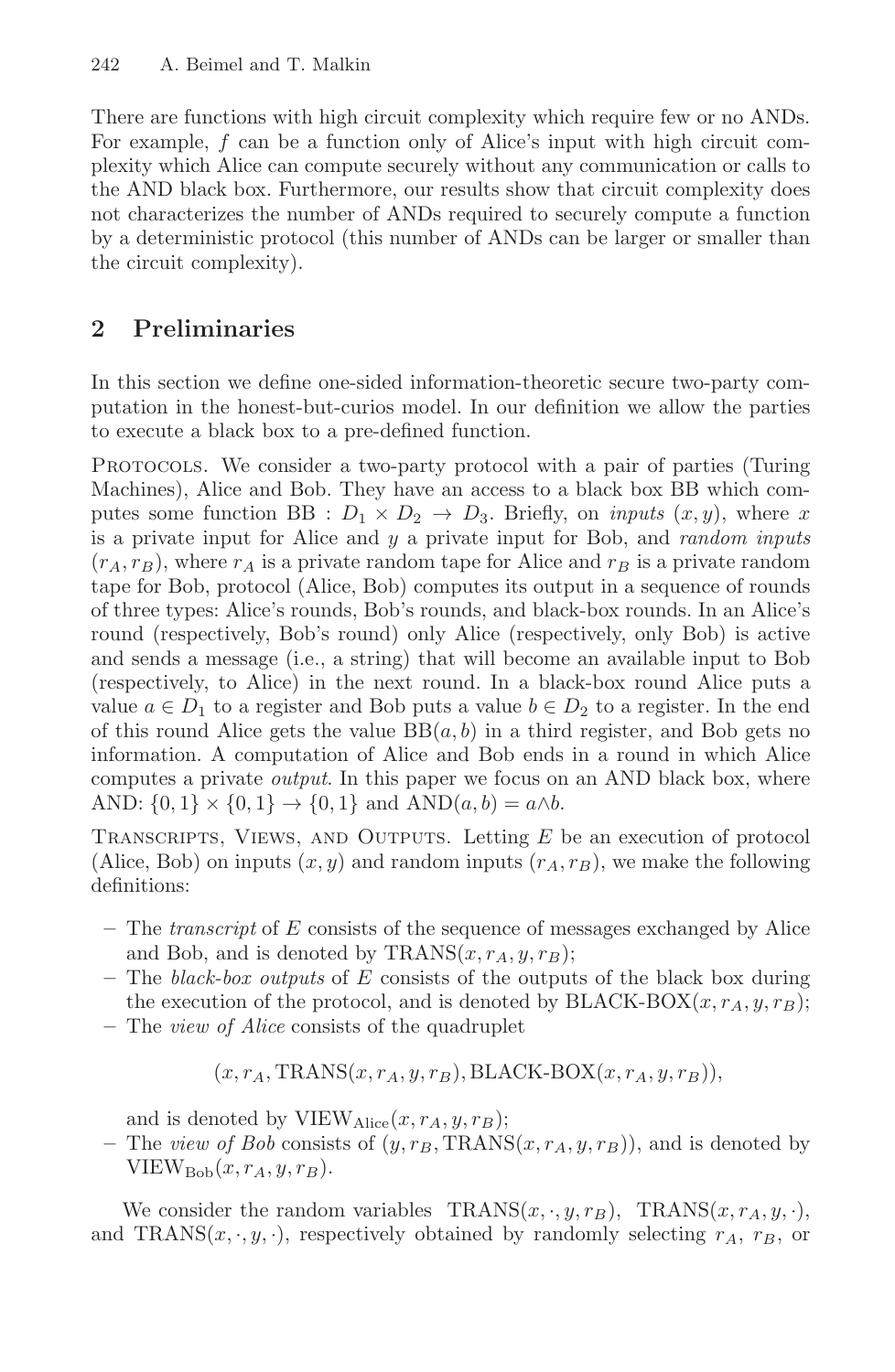There are functions with high circuit complexity which require few or no ANDs. For example, $f$ can be a function only of Alice's input with high circuit complexity which Alice can compute securely without any communication or calls to the AND black box. Furthermore, our results show that circuit complexity does not characterizes the number of ANDs required to securely compute a function by a deterministic protocol (this number of ANDs can be larger or smaller than the circuit complexity).

## 2 Preliminaries

In this section we define one-sided information-theoretic secure two-party computation in the honest-but-curios model. In our definition we allow the parties to execute a black box to a pre-defined function.

PROTOCOLS. We consider a two-party protocol with a pair of parties (Turing Machines), Alice and Bob. They have an access to a black box BB which computes some function $\text{BB} : D_1 \times D_2 \to D_3$. Briefly, on *inputs* $(x, y)$, where $x$ is a private input for Alice and $y$ a private input for Bob, and *random inputs* $(r_A, r_B)$, where $r_A$ is a private random tape for Alice and $r_B$ is a private random tape for Bob, protocol (Alice, Bob) computes its output in a sequence of rounds of three types: Alice's rounds, Bob's rounds, and black-box rounds. In an Alice's round (respectively, Bob's round) only Alice (respectively, only Bob) is active and sends a message (i.e., a string) that will become an available input to Bob (respectively, to Alice) in the next round. In a black-box round Alice puts a value $a \in D_1$ to a register and Bob puts a value $b \in D_2$ to a register. In the end of this round Alice gets the value $\text{BB}(a, b)$ in a third register, and Bob gets no information. A computation of Alice and Bob ends in a round in which Alice computes a private *output*. In this paper we focus on an AND black box, where AND: $\{0,1\} \times \{0,1\} \to \{0,1\}$ and $\text{AND}(a, b) = a \wedge b$.

TRANSCRIPTS, VIEWS, AND OUTPUTS. Letting $E$ be an execution of protocol (Alice, Bob) on inputs $(x, y)$ and random inputs $(r_A, r_B)$, we make the following definitions:

- The *transcript* of $E$ consists of the sequence of messages exchanged by Alice and Bob, and is denoted by $\text{TRANS}(x, r_A, y, r_B)$;
- The *black-box outputs* of $E$ consists of the outputs of the black box during the execution of the protocol, and is denoted by $\text{BLACK-BOX}(x, r_A, y, r_B)$;
- The *view of Alice* consists of the quadruplet

$$(x, r_A, \text{TRANS}(x, r_A, y, r_B), \text{BLACK-BOX}(x, r_A, y, r_B)),$$

  and is denoted by $\text{VIEW}_{\text{Alice}}(x, r_A, y, r_B)$;
- The *view of Bob* consists of $(y, r_B, \text{TRANS}(x, r_A, y, r_B))$, and is denoted by $\text{VIEW}_{\text{Bob}}(x, r_A, y, r_B)$.

We consider the random variables $\text{TRANS}(x, \cdot, y, r_B)$, $\text{TRANS}(x, r_A, y, \cdot)$, and $\text{TRANS}(x, \cdot, y, \cdot)$, respectively obtained by randomly selecting $r_A$, $r_B$, or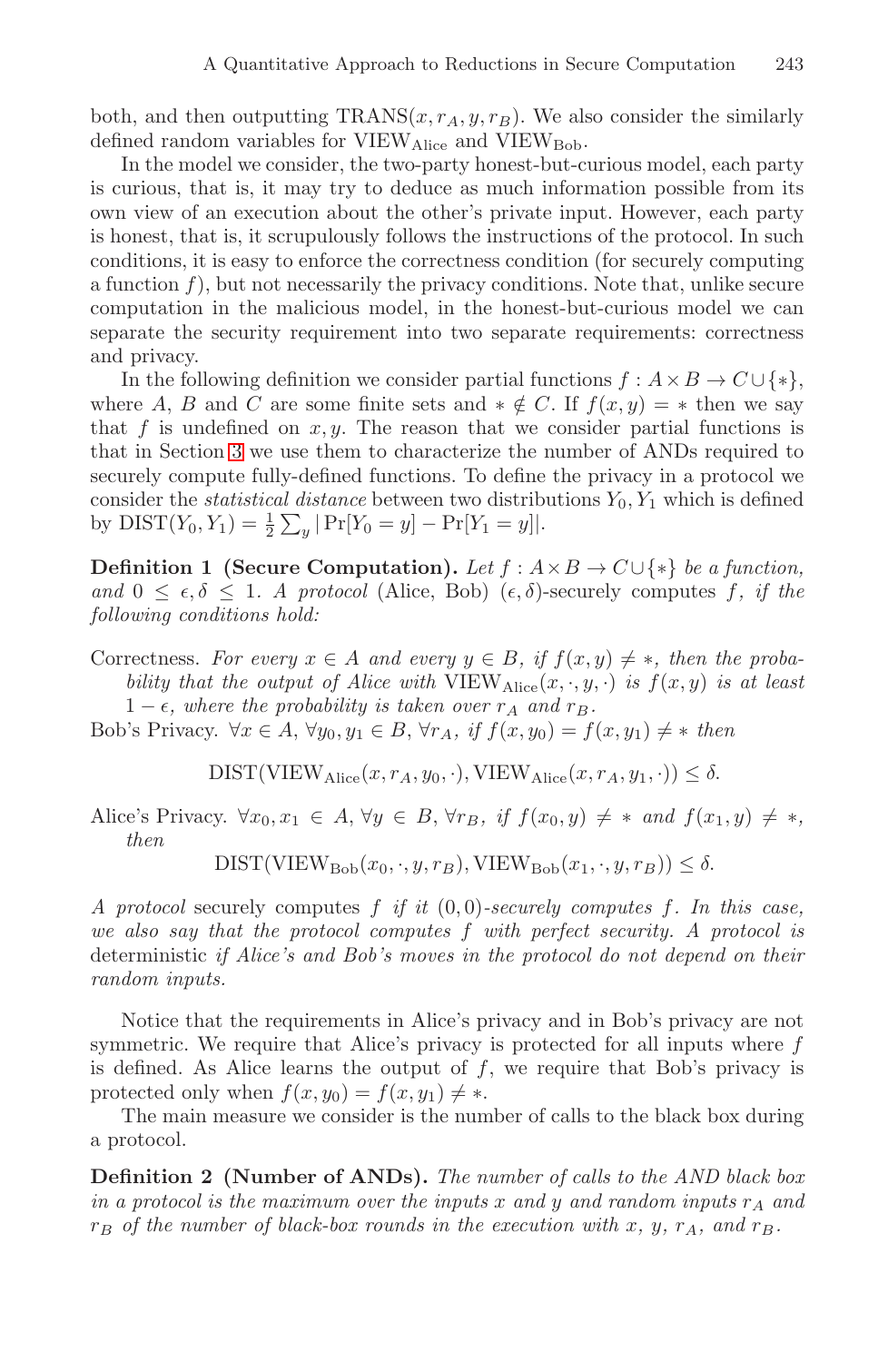both, and then outputting $\text{TRANS}(x, r_A, y, r_B)$. We also consider the similarly defined random variables for $\text{VIEW}_{\text{Alice}}$ and $\text{VIEW}_{\text{Bob}}$.

In the model we consider, the two-party honest-but-curious model, each party is curious, that is, it may try to deduce as much information possible from its own view of an execution about the other's private input. However, each party is honest, that is, it scrupulously follows the instructions of the protocol. In such conditions, it is easy to enforce the correctness condition (for securely computing a function $f$), but not necessarily the privacy conditions. Note that, unlike secure computation in the malicious model, in the honest-but-curious model we can separate the security requirement into two separate requirements: correctness and privacy.

In the following definition we consider partial functions $f : A \times B \to C \cup \{*\}$, where $A$, $B$ and $C$ are some finite sets and $* \notin C$. If $f(x, y) = *$ then we say that $f$ is undefined on $x, y$. The reason that we consider partial functions is that in Section 3 we use them to characterize the number of ANDs required to securely compute fully-defined functions. To define the privacy in a protocol we consider the *statistical distance* between two distributions $Y_0, Y_1$ which is defined by $\text{DIST}(Y_0, Y_1) = \frac{1}{2} \sum_y |\Pr[Y_0 = y] - \Pr[Y_1 = y]|$.

**Definition 1 (Secure Computation).** *Let $f : A \times B \to C \cup \{*\}$ be a function, and $0 \le \epsilon, \delta \le 1$. A* protocol (Alice, Bob) $(\epsilon, \delta)$-securely computes *$f$, if the following conditions hold:*

Correctness. *For every $x \in A$ and every $y \in B$, if $f(x, y) \neq *$, then the probability that the output of Alice with $\text{VIEW}_{\text{Alice}}(x, \cdot, y, \cdot)$ is $f(x, y)$ is at least $1 - \epsilon$, where the probability is taken over $r_A$ and $r_B$.*

Bob's Privacy. *$\forall x \in A$, $\forall y_0, y_1 \in B$, $\forall r_A$, if $f(x, y_0) = f(x, y_1) \neq *$ then*

$$\text{DIST}(\text{VIEW}_{\text{Alice}}(x, r_A, y_0, \cdot), \text{VIEW}_{\text{Alice}}(x, r_A, y_1, \cdot)) \le \delta.$$

Alice's Privacy. *$\forall x_0, x_1 \in A$, $\forall y \in B$, $\forall r_B$, if $f(x_0, y) \neq *$ and $f(x_1, y) \neq *$, then*

$$\text{DIST}(\text{VIEW}_{\text{Bob}}(x_0, \cdot, y, r_B), \text{VIEW}_{\text{Bob}}(x_1, \cdot, y, r_B)) \le \delta.$$

*A* protocol securely computes *$f$ if it $(0, 0)$-securely computes $f$. In this case, we also say that the protocol computes $f$ with perfect security. A protocol is* deterministic *if Alice's and Bob's moves in the protocol do not depend on their random inputs.*

Notice that the requirements in Alice's privacy and in Bob's privacy are not symmetric. We require that Alice's privacy is protected for all inputs where $f$ is defined. As Alice learns the output of $f$, we require that Bob's privacy is protected only when $f(x, y_0) = f(x, y_1) \neq *$.

The main measure we consider is the number of calls to the black box during a protocol.

**Definition 2 (Number of ANDs).** *The number of calls to the AND black box in a protocol is the maximum over the inputs $x$ and $y$ and random inputs $r_A$ and $r_B$ of the number of black-box rounds in the execution with $x$, $y$, $r_A$, and $r_B$.*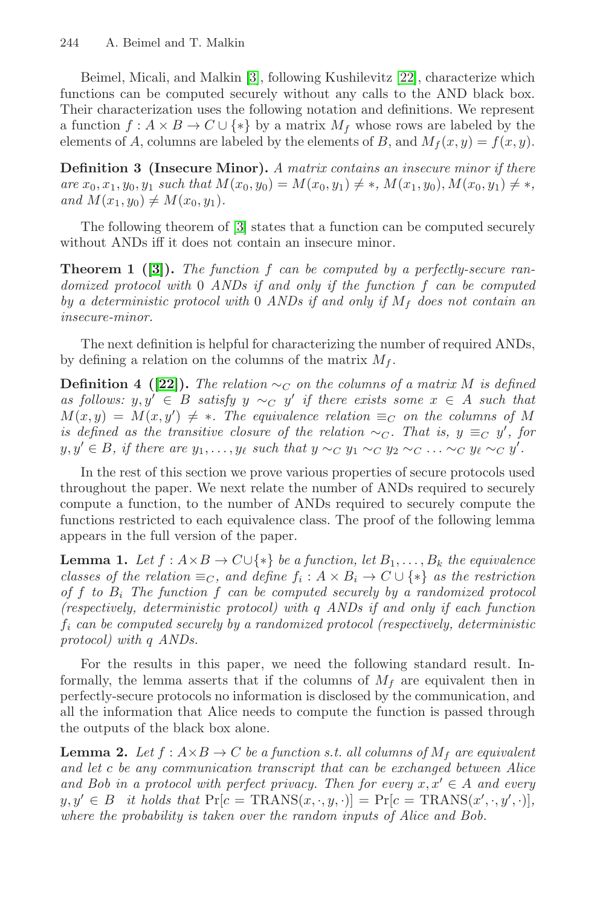Beimel, Micali, and Malkin [3], following Kushilevitz [22], characterize which functions can be computed securely without any calls to the AND black box. Their characterization uses the following notation and definitions. We represent a function $f : A \times B \to C \cup \{*\}$ by a matrix $M_f$ whose rows are labeled by the elements of $A$, columns are labeled by the elements of $B$, and $M_f(x, y) = f(x, y)$.

**Definition 3 (Insecure Minor).** *A matrix contains an insecure minor if there are $x_0, x_1, y_0, y_1$ such that $M(x_0, y_0) = M(x_0, y_1) \neq *$, $M(x_1, y_0), M(x_0, y_1) \neq *$, and $M(x_1, y_0) \neq M(x_0, y_1)$.*

The following theorem of [3] states that a function can be computed securely without ANDs iff it does not contain an insecure minor.

**Theorem 1 ([3]).** *The function $f$ can be computed by a perfectly-secure randomized protocol with 0 ANDs if and only if the function $f$ can be computed by a deterministic protocol with 0 ANDs if and only if $M_f$ does not contain an insecure-minor.*

The next definition is helpful for characterizing the number of required ANDs, by defining a relation on the columns of the matrix $M_f$.

**Definition 4 ([22]).** *The relation $\sim_C$ on the columns of a matrix $M$ is defined as follows: $y, y' \in B$ satisfy $y \sim_C y'$ if there exists some $x \in A$ such that $M(x, y) = M(x, y') \neq *$. The equivalence relation $\equiv_C$ on the columns of $M$ is defined as the transitive closure of the relation $\sim_C$. That is, $y \equiv_C y'$, for $y, y' \in B$, if there are $y_1, \ldots, y_\ell$ such that $y \sim_C y_1 \sim_C y_2 \sim_C \ldots \sim_C y_\ell \sim_C y'$.*

In the rest of this section we prove various properties of secure protocols used throughout the paper. We next relate the number of ANDs required to securely compute a function, to the number of ANDs required to securely compute the functions restricted to each equivalence class. The proof of the following lemma appears in the full version of the paper.

**Lemma 1.** *Let $f : A \times B \to C \cup \{*\}$ be a function, let $B_1, \ldots, B_k$ the equivalence classes of the relation $\equiv_C$, and define $f_i : A \times B_i \to C \cup \{*\}$ as the restriction of $f$ to $B_i$ The function $f$ can be computed securely by a randomized protocol (respectively, deterministic protocol) with $q$ ANDs if and only if each function $f_i$ can be computed securely by a randomized protocol (respectively, deterministic protocol) with $q$ ANDs.*

For the results in this paper, we need the following standard result. Informally, the lemma asserts that if the columns of $M_f$ are equivalent then in perfectly-secure protocols no information is disclosed by the communication, and all the information that Alice needs to compute the function is passed through the outputs of the black box alone.

**Lemma 2.** *Let $f : A \times B \to C$ be a function s.t. all columns of $M_f$ are equivalent and let $c$ be any communication transcript that can be exchanged between Alice and Bob in a protocol with perfect privacy. Then for every $x, x' \in A$ and every $y, y' \in B$ it holds that $\Pr[c = \mathrm{TRANS}(x, \cdot, y, \cdot)] = \Pr[c = \mathrm{TRANS}(x', \cdot, y', \cdot)]$, where the probability is taken over the random inputs of Alice and Bob.*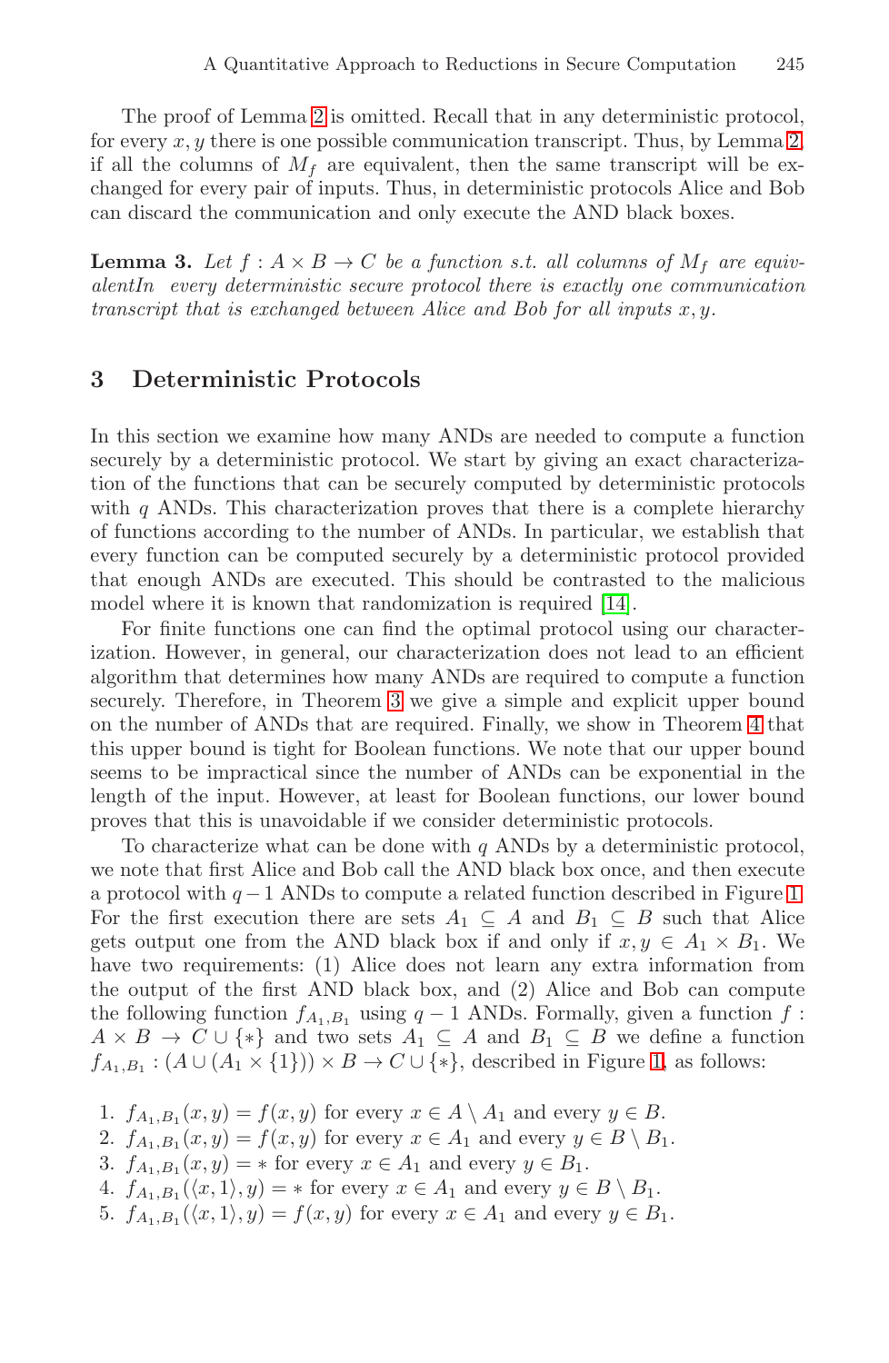The proof of Lemma 2 is omitted. Recall that in any deterministic protocol, for every $x, y$ there is one possible communication transcript. Thus, by Lemma 2, if all the columns of $M_f$ are equivalent, then the same transcript will be exchanged for every pair of inputs. Thus, in deterministic protocols Alice and Bob can discard the communication and only execute the AND black boxes.

**Lemma 3.** *Let $f : A \times B \to C$ be a function s.t. all columns of $M_f$ are equivalentIn every deterministic secure protocol there is exactly one communication transcript that is exchanged between Alice and Bob for all inputs $x, y$.*

## 3 Deterministic Protocols

In this section we examine how many ANDs are needed to compute a function securely by a deterministic protocol. We start by giving an exact characterization of the functions that can be securely computed by deterministic protocols with $q$ ANDs. This characterization proves that there is a complete hierarchy of functions according to the number of ANDs. In particular, we establish that every function can be computed securely by a deterministic protocol provided that enough ANDs are executed. This should be contrasted to the malicious model where it is known that randomization is required [14].

For finite functions one can find the optimal protocol using our characterization. However, in general, our characterization does not lead to an efficient algorithm that determines how many ANDs are required to compute a function securely. Therefore, in Theorem 3 we give a simple and explicit upper bound on the number of ANDs that are required. Finally, we show in Theorem 4 that this upper bound is tight for Boolean functions. We note that our upper bound seems to be impractical since the number of ANDs can be exponential in the length of the input. However, at least for Boolean functions, our lower bound proves that this is unavoidable if we consider deterministic protocols.

To characterize what can be done with $q$ ANDs by a deterministic protocol, we note that first Alice and Bob call the AND black box once, and then execute a protocol with $q-1$ ANDs to compute a related function described in Figure 1. For the first execution there are sets $A_1 \subseteq A$ and $B_1 \subseteq B$ such that Alice gets output one from the AND black box if and only if $x, y \in A_1 \times B_1$. We have two requirements: (1) Alice does not learn any extra information from the output of the first AND black box, and (2) Alice and Bob can compute the following function $f_{A_1,B_1}$ using $q-1$ ANDs. Formally, given a function $f : A \times B \to C \cup \{*\}$ and two sets $A_1 \subseteq A$ and $B_1 \subseteq B$ we define a function $f_{A_1,B_1} : (A \cup (A_1 \times \{1\})) \times B \to C \cup \{*\}$, described in Figure 1, as follows:

1. $f_{A_1,B_1}(x, y) = f(x, y)$ for every $x \in A \setminus A_1$ and every $y \in B$.
2. $f_{A_1,B_1}(x, y) = f(x, y)$ for every $x \in A_1$ and every $y \in B \setminus B_1$.
3. $f_{A_1,B_1}(x, y) = *$ for every $x \in A_1$ and every $y \in B_1$.
4. $f_{A_1,B_1}(\langle x, 1\rangle, y) = *$ for every $x \in A_1$ and every $y \in B \setminus B_1$.
5. $f_{A_1,B_1}(\langle x, 1\rangle, y) = f(x, y)$ for every $x \in A_1$ and every $y \in B_1$.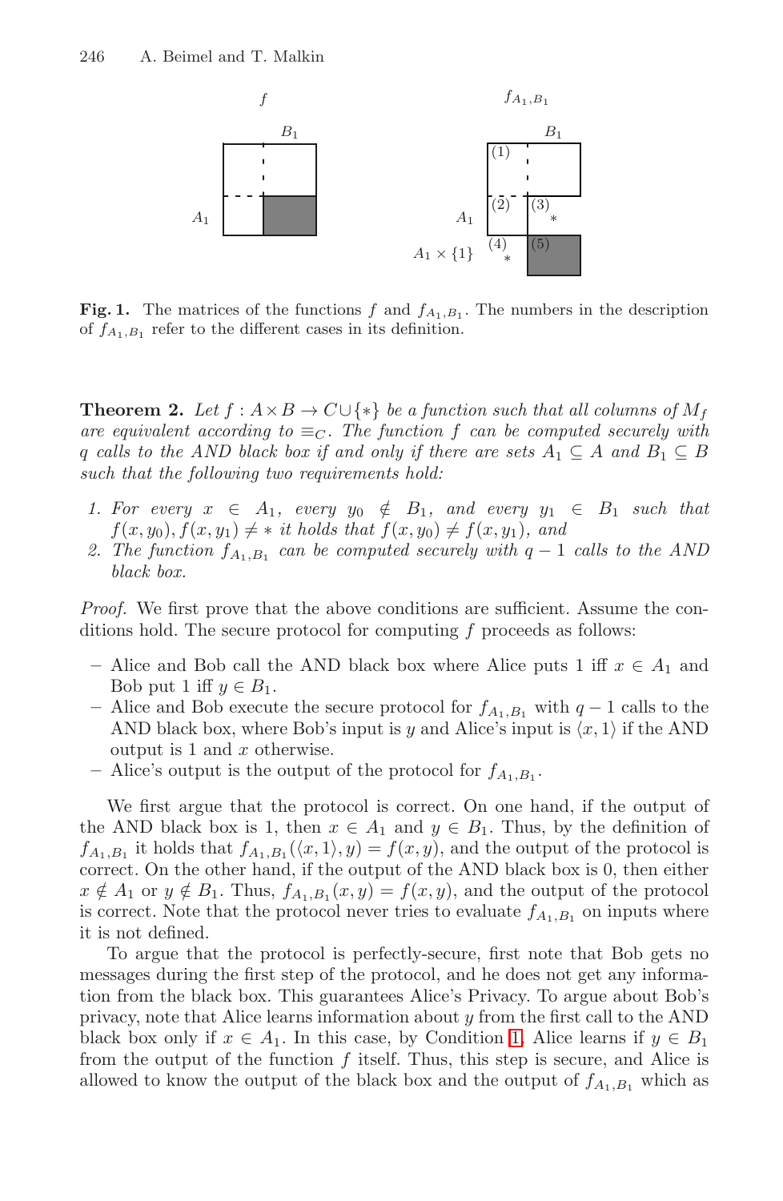**Fig. 1.** The matrices of the functions $f$ and $f_{A_1,B_1}$. The numbers in the description of $f_{A_1,B_1}$ refer to the different cases in its definition.

**Theorem 2.** *Let $f : A \times B \to C \cup \{*\}$ be a function such that all columns of $M_f$ are equivalent according to $\equiv_C$. The function $f$ can be computed securely with $q$ calls to the AND black box if and only if there are sets $A_1 \subseteq A$ and $B_1 \subseteq B$ such that the following two requirements hold:*

1. *For every $x \in A_1$, every $y_0 \notin B_1$, and every $y_1 \in B_1$ such that $f(x, y_0), f(x, y_1) \neq *$ it holds that $f(x, y_0) \neq f(x, y_1)$, and*
2. *The function $f_{A_1,B_1}$ can be computed securely with $q - 1$ calls to the AND black box.*

*Proof.* We first prove that the above conditions are sufficient. Assume the conditions hold. The secure protocol for computing $f$ proceeds as follows:

- Alice and Bob call the AND black box where Alice puts 1 iff $x \in A_1$ and Bob put 1 iff $y \in B_1$.
- Alice and Bob execute the secure protocol for $f_{A_1,B_1}$ with $q - 1$ calls to the AND black box, where Bob's input is $y$ and Alice's input is $\langle x, 1\rangle$ if the AND output is 1 and $x$ otherwise.
- Alice's output is the output of the protocol for $f_{A_1,B_1}$.

We first argue that the protocol is correct. On one hand, if the output of the AND black box is 1, then $x \in A_1$ and $y \in B_1$. Thus, by the definition of $f_{A_1,B_1}$ it holds that $f_{A_1,B_1}(\langle x, 1\rangle, y) = f(x, y)$, and the output of the protocol is correct. On the other hand, if the output of the AND black box is 0, then either $x \notin A_1$ or $y \notin B_1$. Thus, $f_{A_1,B_1}(x, y) = f(x, y)$, and the output of the protocol is correct. Note that the protocol never tries to evaluate $f_{A_1,B_1}$ on inputs where it is not defined.

To argue that the protocol is perfectly-secure, first note that Bob gets no messages during the first step of the protocol, and he does not get any information from the black box. This guarantees Alice's Privacy. To argue about Bob's privacy, note that Alice learns information about $y$ from the first call to the AND black box only if $x \in A_1$. In this case, by Condition 1, Alice learns if $y \in B_1$ from the output of the function $f$ itself. Thus, this step is secure, and Alice is allowed to know the output of the black box and the output of $f_{A_1,B_1}$ which as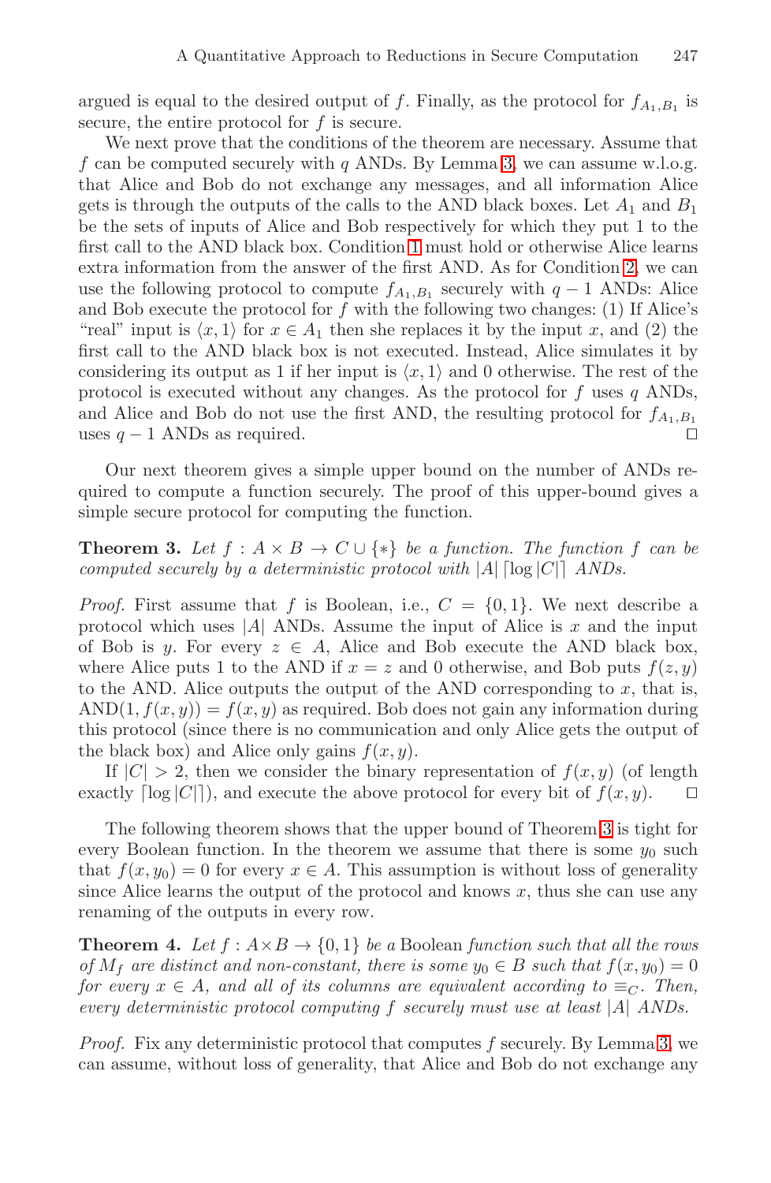argued is equal to the desired output of $f$. Finally, as the protocol for $f_{A_1,B_1}$ is secure, the entire protocol for $f$ is secure.

We next prove that the conditions of the theorem are necessary. Assume that $f$ can be computed securely with $q$ ANDs. By Lemma 3, we can assume w.l.o.g. that Alice and Bob do not exchange any messages, and all information Alice gets is through the outputs of the calls to the AND black boxes. Let $A_1$ and $B_1$ be the sets of inputs of Alice and Bob respectively for which they put 1 to the first call to the AND black box. Condition 1 must hold or otherwise Alice learns extra information from the answer of the first AND. As for Condition 2, we can use the following protocol to compute $f_{A_1,B_1}$ securely with $q-1$ ANDs: Alice and Bob execute the protocol for $f$ with the following two changes: (1) If Alice's "real" input is $\langle x, 1\rangle$ for $x \in A_1$ then she replaces it by the input $x$, and (2) the first call to the AND black box is not executed. Instead, Alice simulates it by considering its output as 1 if her input is $\langle x, 1\rangle$ and 0 otherwise. The rest of the protocol is executed without any changes. As the protocol for $f$ uses $q$ ANDs, and Alice and Bob do not use the first AND, the resulting protocol for $f_{A_1,B_1}$ uses $q-1$ ANDs as required. □

Our next theorem gives a simple upper bound on the number of ANDs required to compute a function securely. The proof of this upper-bound gives a simple secure protocol for computing the function.

**Theorem 3.** *Let $f : A \times B \to C \cup \{*\}$ be a function. The function $f$ can be computed securely by a deterministic protocol with $|A| \lceil \log |C| \rceil$ ANDs.*

*Proof.* First assume that $f$ is Boolean, i.e., $C = \{0, 1\}$. We next describe a protocol which uses $|A|$ ANDs. Assume the input of Alice is $x$ and the input of Bob is $y$. For every $z \in A$, Alice and Bob execute the AND black box, where Alice puts 1 to the AND if $x = z$ and 0 otherwise, and Bob puts $f(z, y)$ to the AND. Alice outputs the output of the AND corresponding to $x$, that is, $\mathrm{AND}(1, f(x, y)) = f(x, y)$ as required. Bob does not gain any information during this protocol (since there is no communication and only Alice gets the output of the black box) and Alice only gains $f(x, y)$.

If $|C| > 2$, then we consider the binary representation of $f(x, y)$ (of length exactly $\lceil \log |C| \rceil$), and execute the above protocol for every bit of $f(x, y)$. □

The following theorem shows that the upper bound of Theorem 3 is tight for every Boolean function. In the theorem we assume that there is some $y_0$ such that $f(x, y_0) = 0$ for every $x \in A$. This assumption is without loss of generality since Alice learns the output of the protocol and knows $x$, thus she can use any renaming of the outputs in every row.

**Theorem 4.** *Let $f : A \times B \to \{0, 1\}$ be a* Boolean *function such that all the rows of $M_f$ are distinct and non-constant, there is some $y_0 \in B$ such that $f(x, y_0) = 0$ for every $x \in A$, and all of its columns are equivalent according to $\equiv_C$. Then, every deterministic protocol computing $f$ securely must use at least $|A|$ ANDs.*

*Proof.* Fix any deterministic protocol that computes $f$ securely. By Lemma 3, we can assume, without loss of generality, that Alice and Bob do not exchange any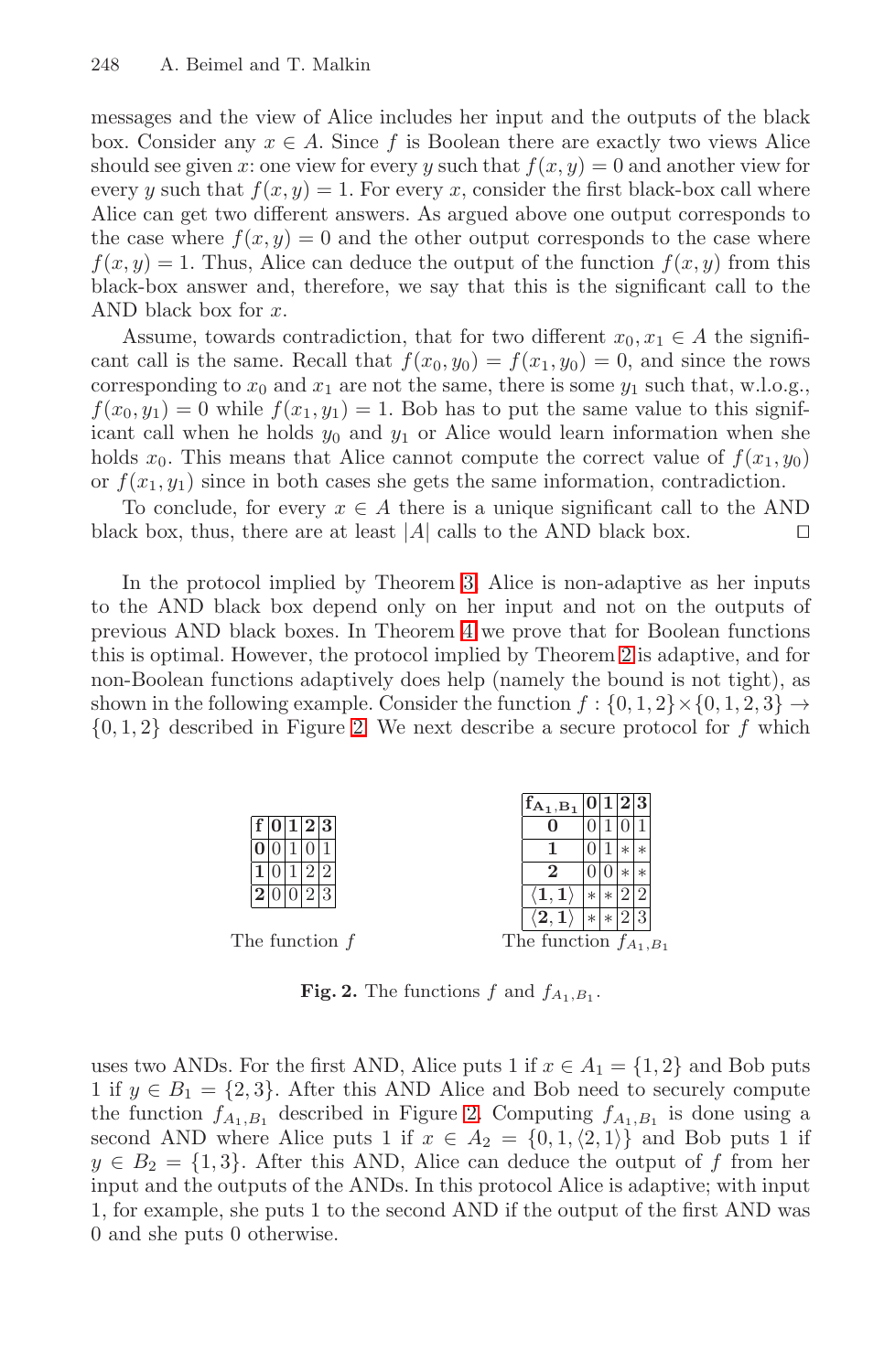messages and the view of Alice includes her input and the outputs of the black box. Consider any $x \in A$. Since $f$ is Boolean there are exactly two views Alice should see given $x$: one view for every $y$ such that $f(x, y) = 0$ and another view for every $y$ such that $f(x, y) = 1$. For every $x$, consider the first black-box call where Alice can get two different answers. As argued above one output corresponds to the case where $f(x, y) = 0$ and the other output corresponds to the case where $f(x, y) = 1$. Thus, Alice can deduce the output of the function $f(x, y)$ from this black-box answer and, therefore, we say that this is the significant call to the AND black box for $x$.

Assume, towards contradiction, that for two different $x_0, x_1 \in A$ the significant call is the same. Recall that $f(x_0, y_0) = f(x_1, y_0) = 0$, and since the rows corresponding to $x_0$ and $x_1$ are not the same, there is some $y_1$ such that, w.l.o.g., $f(x_0, y_1) = 0$ while $f(x_1, y_1) = 1$. Bob has to put the same value to this significant call when he holds $y_0$ and $y_1$ or Alice would learn information when she holds $x_0$. This means that Alice cannot compute the correct value of $f(x_1, y_0)$ or $f(x_1, y_1)$ since in both cases she gets the same information, contradiction.

To conclude, for every $x \in A$ there is a unique significant call to the AND black box, thus, there are at least $|A|$ calls to the AND black box. □

In the protocol implied by Theorem 3, Alice is non-adaptive as her inputs to the AND black box depend only on her input and not on the outputs of previous AND black boxes. In Theorem 4 we prove that for Boolean functions this is optimal. However, the protocol implied by Theorem 2 is adaptive, and for non-Boolean functions adaptively does help (namely the bound is not tight), as shown in the following example. Consider the function $f : \{0, 1, 2\} \times \{0, 1, 2, 3\} \rightarrow \{0, 1, 2\}$ described in Figure 2. We next describe a secure protocol for $f$ which

| **f** | **0** | **1** | **2** | **3** |
|---|---|---|---|---|
| **0** | 0 | 1 | 0 | 1 |
| **1** | 0 | 1 | 2 | 2 |
| **2** | 0 | 0 | 2 | 3 |

The function $f$

| $\mathbf{f_{A_1,B_1}}$ | **0** | **1** | **2** | **3** |
|---|---|---|---|---|
| **0** | 0 | 1 | 0 | 1 |
| **1** | 0 | 1 | * | * |
| **2** | 0 | 0 | * | * |
| $\langle \mathbf{1}, \mathbf{1} \rangle$ | * | * | 2 | 2 |
| $\langle \mathbf{2}, \mathbf{1} \rangle$ | * | * | 2 | 3 |

The function $f_{A_1,B_1}$

**Fig. 2.** The functions $f$ and $f_{A_1,B_1}$.

uses two ANDs. For the first AND, Alice puts 1 if $x \in A_1 = \{1, 2\}$ and Bob puts 1 if $y \in B_1 = \{2, 3\}$. After this AND Alice and Bob need to securely compute the function $f_{A_1,B_1}$ described in Figure 2. Computing $f_{A_1,B_1}$ is done using a second AND where Alice puts 1 if $x \in A_2 = \{0, 1, \langle 2, 1 \rangle\}$ and Bob puts 1 if $y \in B_2 = \{1, 3\}$. After this AND, Alice can deduce the output of $f$ from her input and the outputs of the ANDs. In this protocol Alice is adaptive; with input 1, for example, she puts 1 to the second AND if the output of the first AND was 0 and she puts 0 otherwise.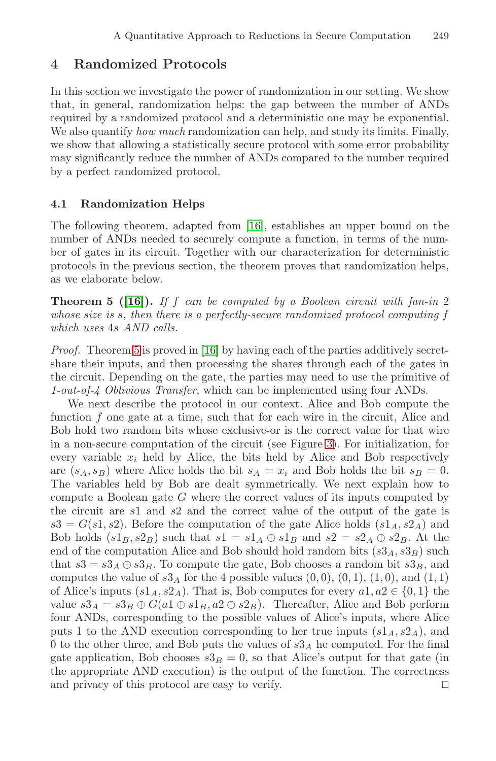## 4 Randomized Protocols

In this section we investigate the power of randomization in our setting. We show that, in general, randomization helps: the gap between the number of ANDs required by a randomized protocol and a deterministic one may be exponential. We also quantify *how much* randomization can help, and study its limits. Finally, we show that allowing a statistically secure protocol with some error probability may significantly reduce the number of ANDs compared to the number required by a perfect randomized protocol.

### 4.1 Randomization Helps

The following theorem, adapted from [16], establishes an upper bound on the number of ANDs needed to securely compute a function, in terms of the number of gates in its circuit. Together with our characterization for deterministic protocols in the previous section, the theorem proves that randomization helps, as we elaborate below.

**Theorem 5 ([16]).** *If $f$ can be computed by a Boolean circuit with fan-in 2 whose size is $s$, then there is a perfectly-secure randomized protocol computing $f$ which uses $4s$ AND calls.*

*Proof.* Theorem 5 is proved in [16] by having each of the parties additively secret-share their inputs, and then processing the shares through each of the gates in the circuit. Depending on the gate, the parties may need to use the primitive of *1-out-of-4 Oblivious Transfer*, which can be implemented using four ANDs.

We next describe the protocol in our context. Alice and Bob compute the function $f$ one gate at a time, such that for each wire in the circuit, Alice and Bob hold two random bits whose exclusive-or is the correct value for that wire in a non-secure computation of the circuit (see Figure 3). For initialization, for every variable $x_i$ held by Alice, the bits held by Alice and Bob respectively are $(s_A, s_B)$ where Alice holds the bit $s_A = x_i$ and Bob holds the bit $s_B = 0$. The variables held by Bob are dealt symmetrically. We next explain how to compute a Boolean gate $G$ where the correct values of its inputs computed by the circuit are $s1$ and $s2$ and the correct value of the output of the gate is $s3 = G(s1, s2)$. Before the computation of the gate Alice holds $(s1_A, s2_A)$ and Bob holds $(s1_B, s2_B)$ such that $s1 = s1_A \oplus s1_B$ and $s2 = s2_A \oplus s2_B$. At the end of the computation Alice and Bob should hold random bits $(s3_A, s3_B)$ such that $s3 = s3_A \oplus s3_B$. To compute the gate, Bob chooses a random bit $s3_B$, and computes the value of $s3_A$ for the 4 possible values $(0, 0)$, $(0, 1)$, $(1, 0)$, and $(1, 1)$ of Alice's inputs $(s1_A, s2_A)$. That is, Bob computes for every $a1, a2 \in \{0, 1\}$ the value $s3_A = s3_B \oplus G(a1 \oplus s1_B, a2 \oplus s2_B)$. Thereafter, Alice and Bob perform four ANDs, corresponding to the possible values of Alice's inputs, where Alice puts 1 to the AND execution corresponding to her true inputs $(s1_A, s2_A)$, and 0 to the other three, and Bob puts the values of $s3_A$ he computed. For the final gate application, Bob chooses $s3_B = 0$, so that Alice's output for that gate (in the appropriate AND execution) is the output of the function. The correctness and privacy of this protocol are easy to verify. □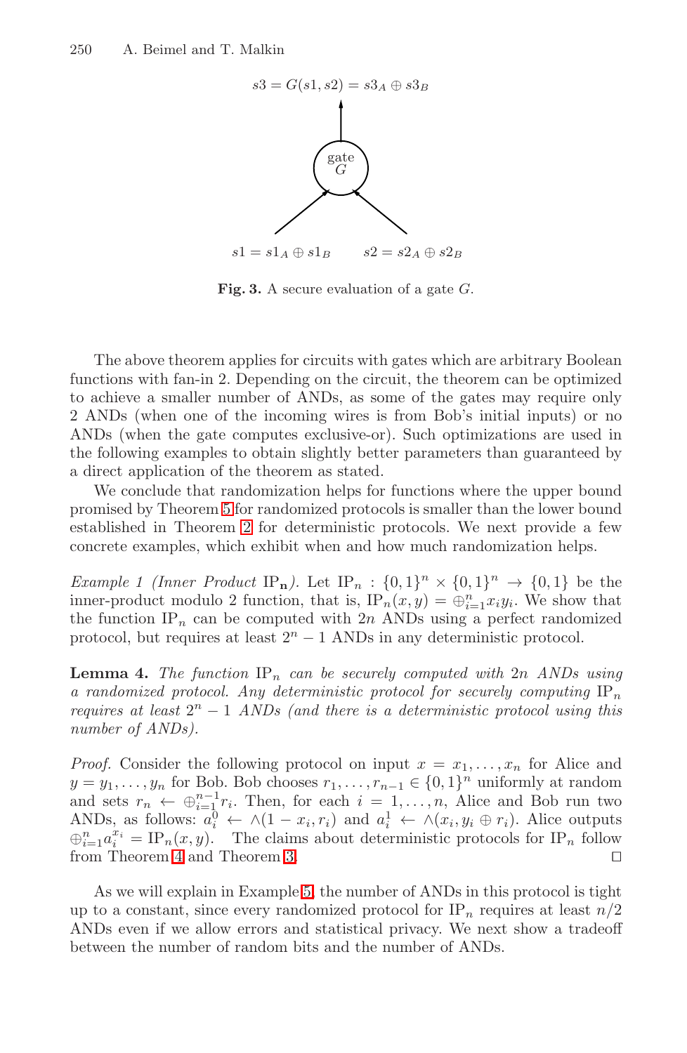$s3 = G(s1, s2) = s3_A \oplus s3_B$

gate $G$

$s1 = s1_A \oplus s1_B$ $\quad$ $s2 = s2_A \oplus s2_B$

**Fig. 3.** A secure evaluation of a gate $G$.

The above theorem applies for circuits with gates which are arbitrary Boolean functions with fan-in 2. Depending on the circuit, the theorem can be optimized to achieve a smaller number of ANDs, as some of the gates may require only 2 ANDs (when one of the incoming wires is from Bob's initial inputs) or no ANDs (when the gate computes exclusive-or). Such optimizations are used in the following examples to obtain slightly better parameters than guaranteed by a direct application of the theorem as stated.

We conclude that randomization helps for functions where the upper bound promised by Theorem 5 for randomized protocols is smaller than the lower bound established in Theorem 2 for deterministic protocols. We next provide a few concrete examples, which exhibit when and how much randomization helps.

*Example 1 (Inner Product* $\mathrm{IP}_{\mathbf{n}}$*).* Let $\mathrm{IP}_n : \{0,1\}^n \times \{0,1\}^n \to \{0,1\}$ be the inner-product modulo 2 function, that is, $\mathrm{IP}_n(x,y) = \oplus_{i=1}^{n} x_i y_i$. We show that the function $\mathrm{IP}_n$ can be computed with $2n$ ANDs using a perfect randomized protocol, but requires at least $2^n - 1$ ANDs in any deterministic protocol.

**Lemma 4.** *The function $\mathrm{IP}_n$ can be securely computed with $2n$ ANDs using a randomized protocol. Any deterministic protocol for securely computing $\mathrm{IP}_n$ requires at least $2^n - 1$ ANDs (and there is a deterministic protocol using this number of ANDs).*

*Proof.* Consider the following protocol on input $x = x_1, \ldots, x_n$ for Alice and $y = y_1, \ldots, y_n$ for Bob. Bob chooses $r_1, \ldots, r_{n-1} \in \{0,1\}^n$ uniformly at random and sets $r_n \leftarrow \oplus_{i=1}^{n-1} r_i$. Then, for each $i = 1, \ldots, n$, Alice and Bob run two ANDs, as follows: $a_i^0 \leftarrow \wedge(1 - x_i, r_i)$ and $a_i^1 \leftarrow \wedge(x_i, y_i \oplus r_i)$. Alice outputs $\oplus_{i=1}^{n} a_i^{x_i} = \mathrm{IP}_n(x,y)$. The claims about deterministic protocols for $\mathrm{IP}_n$ follow from Theorem 4 and Theorem 3. □

As we will explain in Example 5, the number of ANDs in this protocol is tight up to a constant, since every randomized protocol for $\mathrm{IP}_n$ requires at least $n/2$ ANDs even if we allow errors and statistical privacy. We next show a tradeoff between the number of random bits and the number of ANDs.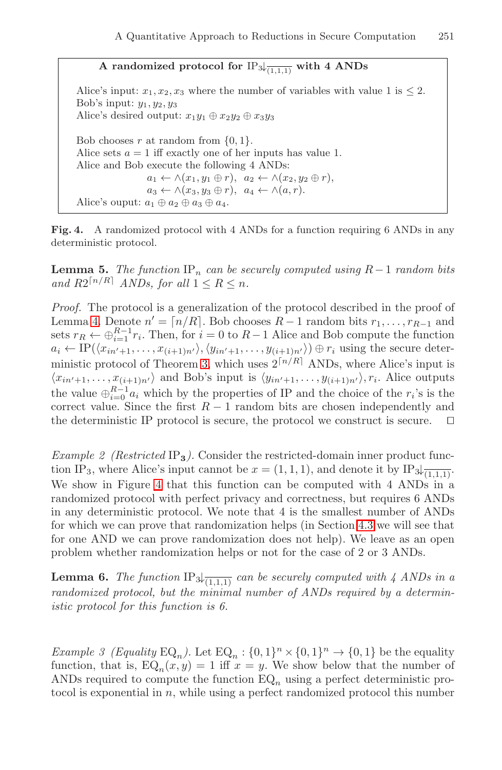**A randomized protocol for $\mathrm{IP}_3\!\!\downarrow_{\overline{(1,1,1)}}$ with 4 ANDs**

Alice's input: $x_1, x_2, x_3$ where the number of variables with value 1 is $\leq 2$.
Bob's input: $y_1, y_2, y_3$
Alice's desired output: $x_1 y_1 \oplus x_2 y_2 \oplus x_3 y_3$

Bob chooses $r$ at random from $\{0, 1\}$.
Alice sets $a = 1$ iff exactly one of her inputs has value 1.
Alice and Bob execute the following 4 ANDs:

$$a_1 \leftarrow \wedge(x_1, y_1 \oplus r), \quad a_2 \leftarrow \wedge(x_2, y_2 \oplus r),$$
$$a_3 \leftarrow \wedge(x_3, y_3 \oplus r), \quad a_4 \leftarrow \wedge(a, r).$$

Alice's ouput: $a_1 \oplus a_2 \oplus a_3 \oplus a_4$.

**Fig. 4.** A randomized protocol with 4 ANDs for a function requiring 6 ANDs in any deterministic protocol.

**Lemma 5.** *The function* $\mathrm{IP}_n$ *can be securely computed using* $R-1$ *random bits and* $R2^{\lceil n/R \rceil}$ *ANDs, for all* $1 \leq R \leq n$.

*Proof.* The protocol is a generalization of the protocol described in the proof of Lemma 4. Denote $n' = \lceil n/R \rceil$. Bob chooses $R-1$ random bits $r_1, \ldots, r_{R-1}$ and sets $r_R \leftarrow \oplus_{i=1}^{R-1} r_i$. Then, for $i = 0$ to $R-1$ Alice and Bob compute the function $a_i \leftarrow \mathrm{IP}(\langle x_{in'+1}, \ldots, x_{(i+1)n'} \rangle, \langle y_{in'+1}, \ldots, y_{(i+1)n'} \rangle) \oplus r_i$ using the secure deterministic protocol of Theorem 3, which uses $2^{\lceil n/R \rceil}$ ANDs, where Alice's input is $\langle x_{in'+1}, \ldots, x_{(i+1)n'} \rangle$ and Bob's input is $\langle y_{in'+1}, \ldots, y_{(i+1)n'} \rangle, r_i$. Alice outputs the value $\oplus_{i=0}^{R-1} a_i$ which by the properties of IP and the choice of the $r_i$'s is the correct value. Since the first $R-1$ random bits are chosen independently and the deterministic IP protocol is secure, the protocol we construct is secure. $\square$

*Example 2 (Restricted* $\mathrm{IP}_3$*).* Consider the restricted-domain inner product function $\mathrm{IP}_3$, where Alice's input cannot be $x = (1, 1, 1)$, and denote it by $\mathrm{IP}_3\!\!\downarrow_{\overline{(1,1,1)}}$. We show in Figure 4 that this function can be computed with 4 ANDs in a randomized protocol with perfect privacy and correctness, but requires 6 ANDs in any deterministic protocol. We note that 4 is the smallest number of ANDs for which we can prove that randomization helps (in Section 4.3 we will see that for one AND we can prove randomization does not help). We leave as an open problem whether randomization helps or not for the case of 2 or 3 ANDs.

**Lemma 6.** *The function* $\mathrm{IP}_3\!\!\downarrow_{\overline{(1,1,1)}}$ *can be securely computed with 4 ANDs in a randomized protocol, but the minimal number of ANDs required by a deterministic protocol for this function is 6.*

*Example 3 (Equality* $\mathrm{EQ}_n$*).* Let $\mathrm{EQ}_n : \{0,1\}^n \times \{0,1\}^n \to \{0,1\}$ be the equality function, that is, $\mathrm{EQ}_n(x, y) = 1$ iff $x = y$. We show below that the number of ANDs required to compute the function $\mathrm{EQ}_n$ using a perfect deterministic protocol is exponential in $n$, while using a perfect randomized protocol this number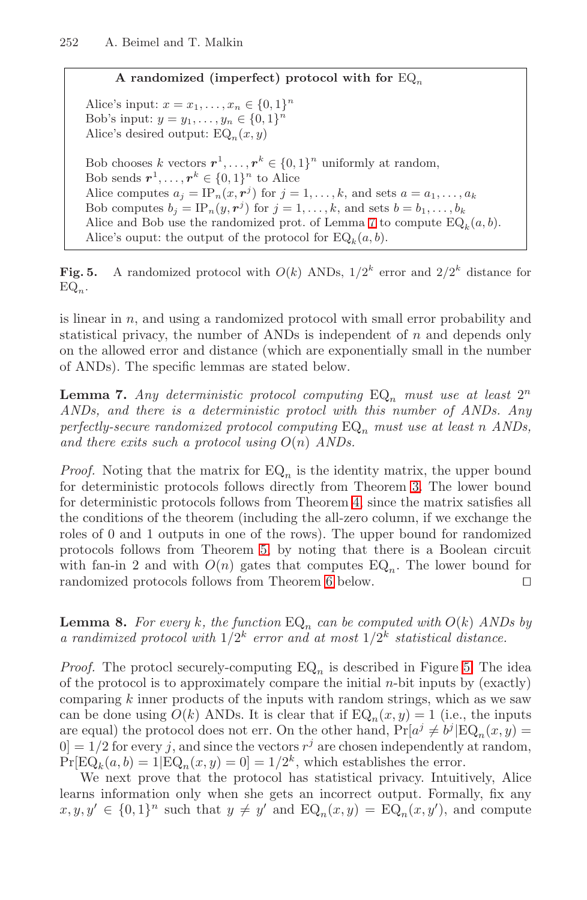> **A randomized (imperfect) protocol with for $\mathrm{EQ}_n$**
>
> Alice's input: $x = x_1, \ldots, x_n \in \{0,1\}^n$
> Bob's input: $y = y_1, \ldots, y_n \in \{0,1\}^n$
> Alice's desired output: $\mathrm{EQ}_n(x, y)$
>
> Bob chooses $k$ vectors $\boldsymbol{r}^1, \ldots, \boldsymbol{r}^k \in \{0,1\}^n$ uniformly at random,
> Bob sends $\boldsymbol{r}^1, \ldots, \boldsymbol{r}^k \in \{0,1\}^n$ to Alice
> Alice computes $a_j = \mathrm{IP}_n(x, \boldsymbol{r}^j)$ for $j = 1, \ldots, k$, and sets $a = a_1, \ldots, a_k$
> Bob computes $b_j = \mathrm{IP}_n(y, \boldsymbol{r}^j)$ for $j = 1, \ldots, k$, and sets $b = b_1, \ldots, b_k$
> Alice and Bob use the randomized prot. of Lemma 7 to compute $\mathrm{EQ}_k(a, b)$.
> Alice's ouput: the output of the protocol for $\mathrm{EQ}_k(a, b)$.

**Fig. 5.** A randomized protocol with $O(k)$ ANDs, $1/2^k$ error and $2/2^k$ distance for $\mathrm{EQ}_n$.

is linear in $n$, and using a randomized protocol with small error probability and statistical privacy, the number of ANDs is independent of $n$ and depends only on the allowed error and distance (which are exponentially small in the number of ANDs). The specific lemmas are stated below.

**Lemma 7.** *Any deterministic protocol computing $\mathrm{EQ}_n$ must use at least $2^n$ ANDs, and there is a deterministic protocl with this number of ANDs. Any perfectly-secure randomized protocol computing $\mathrm{EQ}_n$ must use at least $n$ ANDs, and there exits such a protocol using $O(n)$ ANDs.*

*Proof.* Noting that the matrix for $\mathrm{EQ}_n$ is the identity matrix, the upper bound for deterministic protocols follows directly from Theorem 3. The lower bound for deterministic protocols follows from Theorem 4, since the matrix satisfies all the conditions of the theorem (including the all-zero column, if we exchange the roles of 0 and 1 outputs in one of the rows). The upper bound for randomized protocols follows from Theorem 5, by noting that there is a Boolean circuit with fan-in 2 and with $O(n)$ gates that computes $\mathrm{EQ}_n$. The lower bound for randomized protocols follows from Theorem 6 below. □

**Lemma 8.** *For every $k$, the function $\mathrm{EQ}_n$ can be computed with $O(k)$ ANDs by a randimized protocol with $1/2^k$ error and at most $1/2^k$ statistical distance.*

*Proof.* The protocl securely-computing $\mathrm{EQ}_n$ is described in Figure 5. The idea of the protocol is to approximately compare the initial $n$-bit inputs by (exactly) comparing $k$ inner products of the inputs with random strings, which as we saw can be done using $O(k)$ ANDs. It is clear that if $\mathrm{EQ}_n(x, y) = 1$ (i.e., the inputs are equal) the protocol does not err. On the other hand, $\Pr[a^j \neq b^j | \mathrm{EQ}_n(x, y) = 0] = 1/2$ for every $j$, and since the vectors $r^j$ are chosen independently at random, $\Pr[\mathrm{EQ}_k(a, b) = 1 | \mathrm{EQ}_n(x, y) = 0] = 1/2^k$, which establishes the error.

We next prove that the protocol has statistical privacy. Intuitively, Alice learns information only when she gets an incorrect output. Formally, fix any $x, y, y' \in \{0,1\}^n$ such that $y \neq y'$ and $\mathrm{EQ}_n(x, y) = \mathrm{EQ}_n(x, y')$, and compute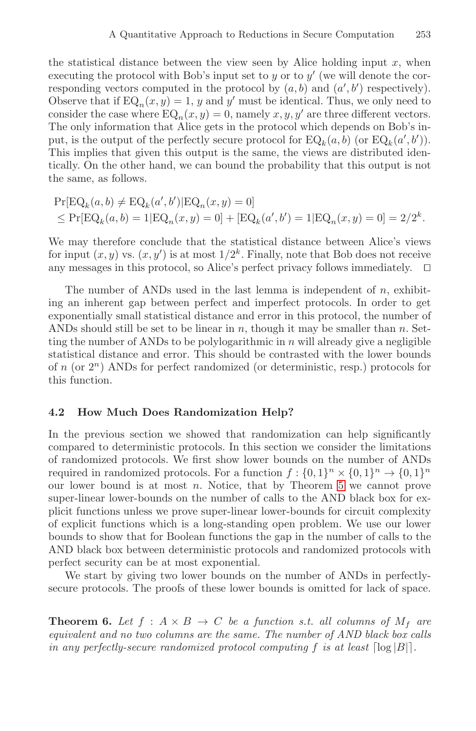the statistical distance between the view seen by Alice holding input $x$, when executing the protocol with Bob's input set to $y$ or to $y'$ (we will denote the corresponding vectors computed in the protocol by $(a, b)$ and $(a', b')$ respectively). Observe that if $\mathrm{EQ}_n(x, y) = 1$, $y$ and $y'$ must be identical. Thus, we only need to consider the case where $\mathrm{EQ}_n(x, y) = 0$, namely $x, y, y'$ are three different vectors. The only information that Alice gets in the protocol which depends on Bob's input, is the output of the perfectly secure protocol for $\mathrm{EQ}_k(a, b)$ (or $\mathrm{EQ}_k(a', b')$). This implies that given this output is the same, the views are distributed identically. On the other hand, we can bound the probability that this output is not the same, as follows.

$$
\begin{aligned}
&\Pr[\mathrm{EQ}_k(a, b) \neq \mathrm{EQ}_k(a', b') | \mathrm{EQ}_n(x, y) = 0] \\
&\leq \Pr[\mathrm{EQ}_k(a, b) = 1 | \mathrm{EQ}_n(x, y) = 0] + [\mathrm{EQ}_k(a', b') = 1 | \mathrm{EQ}_n(x, y) = 0] = 2/2^k.
\end{aligned}
$$

We may therefore conclude that the statistical distance between Alice's views for input $(x, y)$ vs. $(x, y')$ is at most $1/2^k$. Finally, note that Bob does not receive any messages in this protocol, so Alice's perfect privacy follows immediately. □

The number of ANDs used in the last lemma is independent of $n$, exhibiting an inherent gap between perfect and imperfect protocols. In order to get exponentially small statistical distance and error in this protocol, the number of ANDs should still be set to be linear in $n$, though it may be smaller than $n$. Setting the number of ANDs to be polylogarithmic in $n$ will already give a negligible statistical distance and error. This should be contrasted with the lower bounds of $n$ (or $2^n$) ANDs for perfect randomized (or deterministic, resp.) protocols for this function.

### 4.2 How Much Does Randomization Help?

In the previous section we showed that randomization can help significantly compared to deterministic protocols. In this section we consider the limitations of randomized protocols. We first show lower bounds on the number of ANDs required in randomized protocols. For a function $f : \{0,1\}^n \times \{0,1\}^n \to \{0,1\}^n$ our lower bound is at most $n$. Notice, that by Theorem 5 we cannot prove super-linear lower-bounds on the number of calls to the AND black box for explicit functions unless we prove super-linear lower-bounds for circuit complexity of explicit functions which is a long-standing open problem. We use our lower bounds to show that for Boolean functions the gap in the number of calls to the AND black box between deterministic protocols and randomized protocols with perfect security can be at most exponential.

We start by giving two lower bounds on the number of ANDs in perfectly-secure protocols. The proofs of these lower bounds is omitted for lack of space.

**Theorem 6.** *Let $f : A \times B \to C$ be a function s.t. all columns of $M_f$ are equivalent and no two columns are the same. The number of AND black box calls in any perfectly-secure randomized protocol computing $f$ is at least $\lceil \log |B| \rceil$.*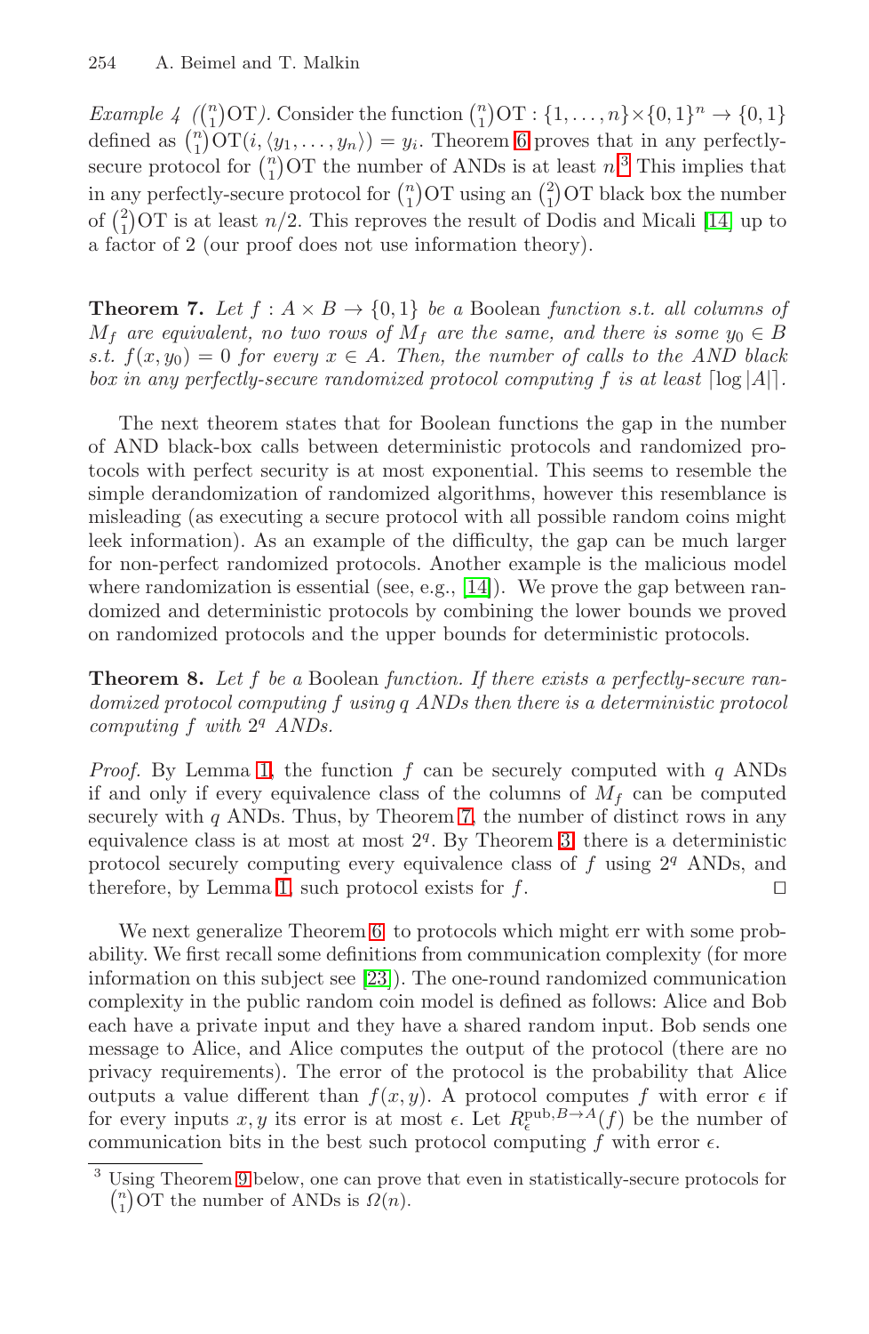*Example 4* ($\binom{n}{1}$OT). Consider the function $\binom{n}{1}\text{OT} : \{1, \ldots, n\} \times \{0,1\}^n \to \{0,1\}$ defined as $\binom{n}{1}\text{OT}(i, \langle y_1, \ldots, y_n \rangle) = y_i$. Theorem 6 proves that in any perfectly-secure protocol for $\binom{n}{1}$OT the number of ANDs is at least $n$.[3] This implies that in any perfectly-secure protocol for $\binom{n}{1}$OT using an $\binom{2}{1}$OT black box the number of $\binom{2}{1}$OT is at least $n/2$. This reproves the result of Dodis and Micali [14] up to a factor of 2 (our proof does not use information theory).

**Theorem 7.** *Let $f : A \times B \to \{0,1\}$ be a* Boolean *function s.t. all columns of $M_f$ are equivalent, no two rows of $M_f$ are the same, and there is some $y_0 \in B$ s.t. $f(x, y_0) = 0$ for every $x \in A$. Then, the number of calls to the AND black box in any perfectly-secure randomized protocol computing $f$ is at least $\lceil \log |A| \rceil$.*

The next theorem states that for Boolean functions the gap in the number of AND black-box calls between deterministic protocols and randomized protocols with perfect security is at most exponential. This seems to resemble the simple derandomization of randomized algorithms, however this resemblance is misleading (as executing a secure protocol with all possible random coins might leek information). As an example of the difficulty, the gap can be much larger for non-perfect randomized protocols. Another example is the malicious model where randomization is essential (see, e.g., [14]). We prove the gap between randomized and deterministic protocols by combining the lower bounds we proved on randomized protocols and the upper bounds for deterministic protocols.

**Theorem 8.** *Let $f$ be a* Boolean *function. If there exists a perfectly-secure randomized protocol computing $f$ using $q$ ANDs then there is a deterministic protocol computing $f$ with $2^q$ ANDs.*

*Proof.* By Lemma 1, the function $f$ can be securely computed with $q$ ANDs if and only if every equivalence class of the columns of $M_f$ can be computed securely with $q$ ANDs. Thus, by Theorem 7, the number of distinct rows in any equivalence class is at most at most $2^q$. By Theorem 3, there is a deterministic protocol securely computing every equivalence class of $f$ using $2^q$ ANDs, and therefore, by Lemma 1, such protocol exists for $f$. □

We next generalize Theorem 6 to protocols which might err with some probability. We first recall some definitions from communication complexity (for more information on this subject see [23]). The one-round randomized communication complexity in the public random coin model is defined as follows: Alice and Bob each have a private input and they have a shared random input. Bob sends one message to Alice, and Alice computes the output of the protocol (there are no privacy requirements). The error of the protocol is the probability that Alice outputs a value different than $f(x, y)$. A protocol computes $f$ with error $\epsilon$ if for every inputs $x, y$ its error is at most $\epsilon$. Let $R_\epsilon^{\text{pub}, B \to A}(f)$ be the number of communication bits in the best such protocol computing $f$ with error $\epsilon$.

---

[3] Using Theorem 9 below, one can prove that even in statistically-secure protocols for $\binom{n}{1}$OT the number of ANDs is $\Omega(n)$.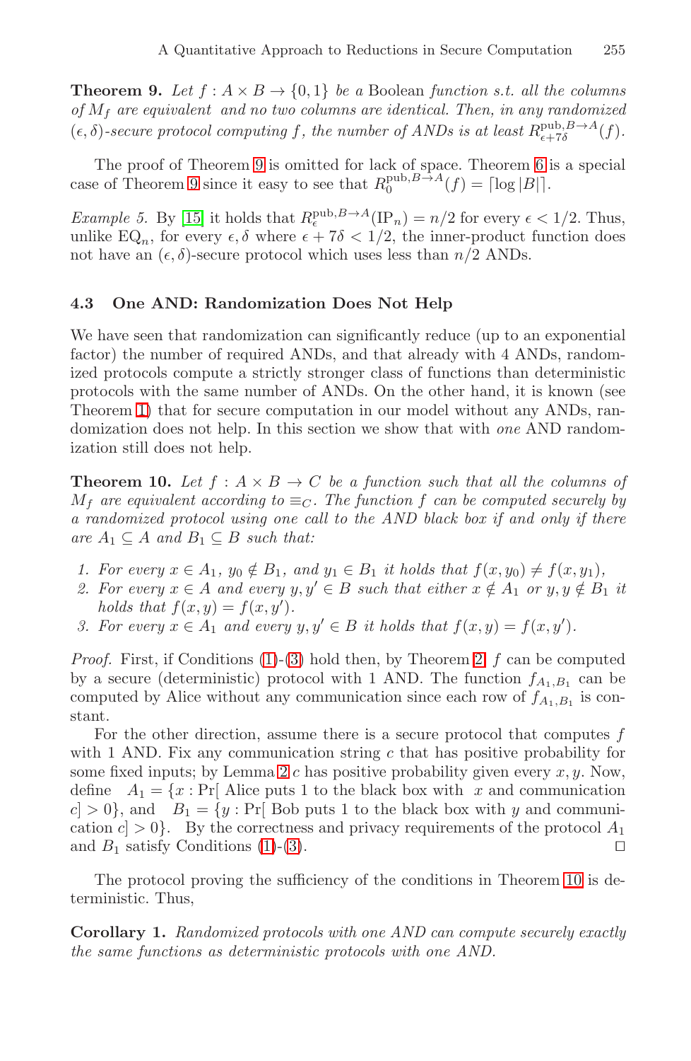**Theorem 9.** *Let $f : A \times B \to \{0,1\}$ be a* Boolean *function s.t. all the columns of $M_f$ are equivalent and no two columns are identical. Then, in any randomized $(\epsilon, \delta)$-secure protocol computing $f$, the number of ANDs is at least $R^{\text{pub},B\to A}_{\epsilon+7\delta}(f)$.*

The proof of Theorem 9 is omitted for lack of space. Theorem 6 is a special case of Theorem 9 since it easy to see that $R^{\text{pub},B\to A}_{0}(f) = \lceil \log |B| \rceil$.

*Example 5.* By [15] it holds that $R^{\text{pub},B\to A}_{\epsilon}(\text{IP}_n) = n/2$ for every $\epsilon < 1/2$. Thus, unlike $\text{EQ}_n$, for every $\epsilon, \delta$ where $\epsilon + 7\delta < 1/2$, the inner-product function does not have an $(\epsilon, \delta)$-secure protocol which uses less than $n/2$ ANDs.

### 4.3 One AND: Randomization Does Not Help

We have seen that randomization can significantly reduce (up to an exponential factor) the number of required ANDs, and that already with 4 ANDs, randomized protocols compute a strictly stronger class of functions than deterministic protocols with the same number of ANDs. On the other hand, it is known (see Theorem 1) that for secure computation in our model without any ANDs, randomization does not help. In this section we show that with *one* AND randomization still does not help.

**Theorem 10.** *Let $f : A \times B \to C$ be a function such that all the columns of $M_f$ are equivalent according to $\equiv_C$. The function $f$ can be computed securely by a randomized protocol using one call to the AND black box if and only if there are $A_1 \subseteq A$ and $B_1 \subseteq B$ such that:*

1. *For every $x \in A_1$, $y_0 \notin B_1$, and $y_1 \in B_1$ it holds that $f(x, y_0) \neq f(x, y_1)$,*
2. *For every $x \in A$ and every $y, y' \in B$ such that either $x \notin A_1$ or $y, y \notin B_1$ it holds that $f(x, y) = f(x, y')$.*
3. *For every $x \in A_1$ and every $y, y' \in B$ it holds that $f(x, y) = f(x, y')$.*

*Proof.* First, if Conditions (1)-(3) hold then, by Theorem 2, $f$ can be computed by a secure (deterministic) protocol with 1 AND. The function $f_{A_1,B_1}$ can be computed by Alice without any communication since each row of $f_{A_1,B_1}$ is constant.

For the other direction, assume there is a secure protocol that computes $f$ with 1 AND. Fix any communication string $c$ that has positive probability for some fixed inputs; by Lemma 2 $c$ has positive probability given every $x, y$. Now, define $A_1 = \{x : \Pr[$ Alice puts 1 to the black box with $x$ and communication $c] > 0\}$, and $B_1 = \{y : \Pr[$ Bob puts 1 to the black box with $y$ and communication $c] > 0\}$. By the correctness and privacy requirements of the protocol $A_1$ and $B_1$ satisfy Conditions (1)-(3). □

The protocol proving the sufficiency of the conditions in Theorem 10 is deterministic. Thus,

**Corollary 1.** *Randomized protocols with one AND can compute securely exactly the same functions as deterministic protocols with one AND.*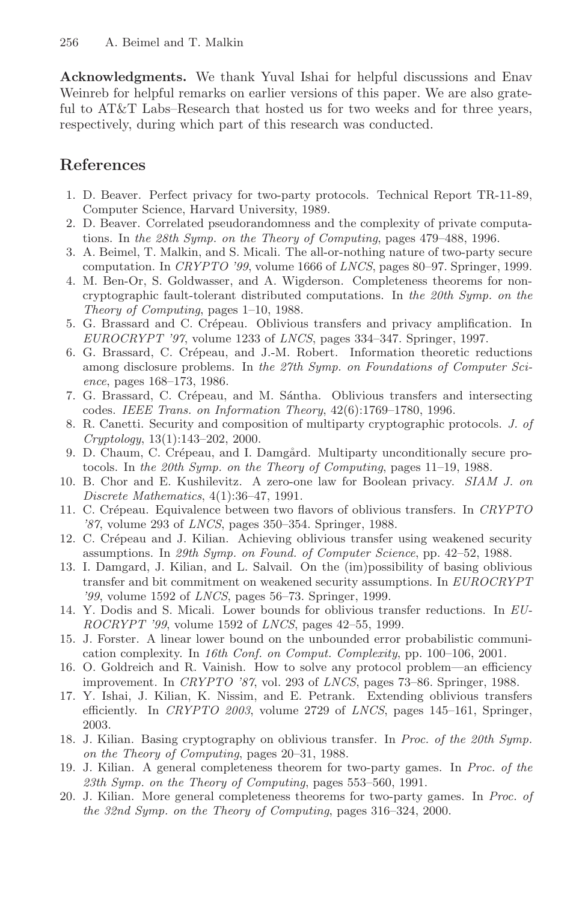**Acknowledgments.** We thank Yuval Ishai for helpful discussions and Enav Weinreb for helpful remarks on earlier versions of this paper. We are also grateful to AT&T Labs–Research that hosted us for two weeks and for three years, respectively, during which part of this research was conducted.

## References

1. D. Beaver. Perfect privacy for two-party protocols. Technical Report TR-11-89, Computer Science, Harvard University, 1989.
2. D. Beaver. Correlated pseudorandomness and the complexity of private computations. In *the 28th Symp. on the Theory of Computing*, pages 479–488, 1996.
3. A. Beimel, T. Malkin, and S. Micali. The all-or-nothing nature of two-party secure computation. In *CRYPTO '99*, volume 1666 of *LNCS*, pages 80–97. Springer, 1999.
4. M. Ben-Or, S. Goldwasser, and A. Wigderson. Completeness theorems for non-cryptographic fault-tolerant distributed computations. In *the 20th Symp. on the Theory of Computing*, pages 1–10, 1988.
5. G. Brassard and C. Crépeau. Oblivious transfers and privacy amplification. In *EUROCRYPT '97*, volume 1233 of *LNCS*, pages 334–347. Springer, 1997.
6. G. Brassard, C. Crépeau, and J.-M. Robert. Information theoretic reductions among disclosure problems. In *the 27th Symp. on Foundations of Computer Science*, pages 168–173, 1986.
7. G. Brassard, C. Crépeau, and M. Sántha. Oblivious transfers and intersecting codes. *IEEE Trans. on Information Theory*, 42(6):1769–1780, 1996.
8. R. Canetti. Security and composition of multiparty cryptographic protocols. *J. of Cryptology*, 13(1):143–202, 2000.
9. D. Chaum, C. Crépeau, and I. Damgård. Multiparty unconditionally secure protocols. In *the 20th Symp. on the Theory of Computing*, pages 11–19, 1988.
10. B. Chor and E. Kushilevitz. A zero-one law for Boolean privacy. *SIAM J. on Discrete Mathematics*, 4(1):36–47, 1991.
11. C. Crépeau. Equivalence between two flavors of oblivious transfers. In *CRYPTO '87*, volume 293 of *LNCS*, pages 350–354. Springer, 1988.
12. C. Crépeau and J. Kilian. Achieving oblivious transfer using weakened security assumptions. In *29th Symp. on Found. of Computer Science*, pp. 42–52, 1988.
13. I. Damgard, J. Kilian, and L. Salvail. On the (im)possibility of basing oblivious transfer and bit commitment on weakened security assumptions. In *EUROCRYPT '99*, volume 1592 of *LNCS*, pages 56–73. Springer, 1999.
14. Y. Dodis and S. Micali. Lower bounds for oblivious transfer reductions. In *EUROCRYPT '99*, volume 1592 of *LNCS*, pages 42–55, 1999.
15. J. Forster. A linear lower bound on the unbounded error probabilistic communication complexity. In *16th Conf. on Comput. Complexity*, pp. 100–106, 2001.
16. O. Goldreich and R. Vainish. How to solve any protocol problem—an efficiency improvement. In *CRYPTO '87*, vol. 293 of *LNCS*, pages 73–86. Springer, 1988.
17. Y. Ishai, J. Kilian, K. Nissim, and E. Petrank. Extending oblivious transfers efficiently. In *CRYPTO 2003*, volume 2729 of *LNCS*, pages 145–161, Springer, 2003.
18. J. Kilian. Basing cryptography on oblivious transfer. In *Proc. of the 20th Symp. on the Theory of Computing*, pages 20–31, 1988.
19. J. Kilian. A general completeness theorem for two-party games. In *Proc. of the 23th Symp. on the Theory of Computing*, pages 553–560, 1991.
20. J. Kilian. More general completeness theorems for two-party games. In *Proc. of the 32nd Symp. on the Theory of Computing*, pages 316–324, 2000.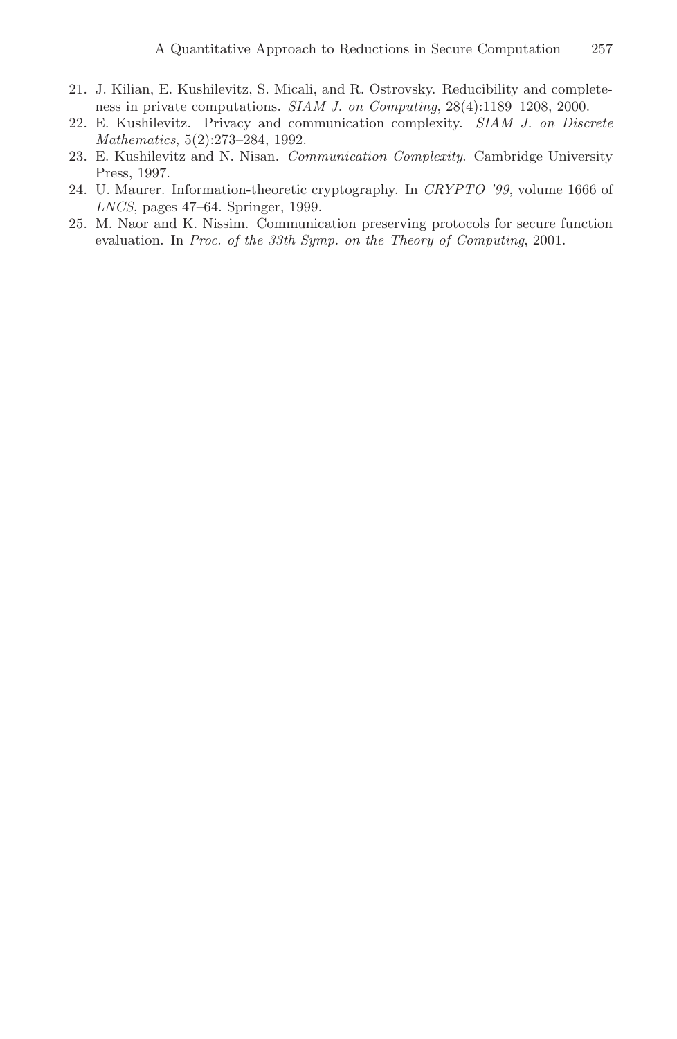21. J. Kilian, E. Kushilevitz, S. Micali, and R. Ostrovsky. Reducibility and completeness in private computations. *SIAM J. on Computing*, 28(4):1189–1208, 2000.
22. E. Kushilevitz. Privacy and communication complexity. *SIAM J. on Discrete Mathematics*, 5(2):273–284, 1992.
23. E. Kushilevitz and N. Nisan. *Communication Complexity*. Cambridge University Press, 1997.
24. U. Maurer. Information-theoretic cryptography. In *CRYPTO '99*, volume 1666 of *LNCS*, pages 47–64. Springer, 1999.
25. M. Naor and K. Nissim. Communication preserving protocols for secure function evaluation. In *Proc. of the 33th Symp. on the Theory of Computing*, 2001.